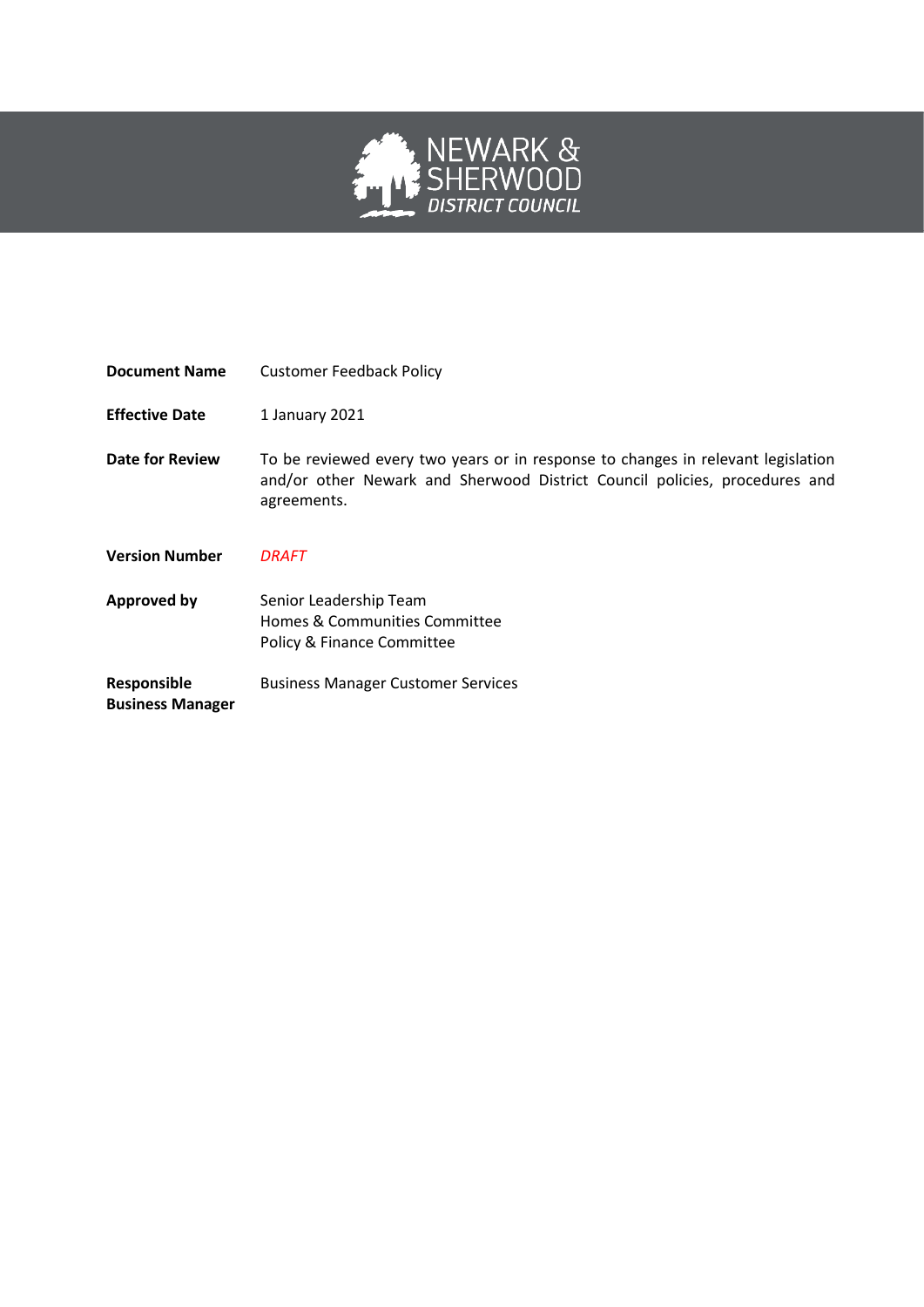NEWARK & SHERWOOD
*DISTRICT COUNCIL*

| | |
|---|---|
| **Document Name** | Customer Feedback Policy |
| **Effective Date** | 1 January 2021 |
| **Date for Review** | To be reviewed every two years or in response to changes in relevant legislation and/or other Newark and Sherwood District Council policies, procedures and agreements. |
| **Version Number** | *DRAFT* |
| **Approved by** | Senior Leadership Team<br>Homes & Communities Committee<br>Policy & Finance Committee |
| **Responsible Business Manager** | Business Manager Customer Services |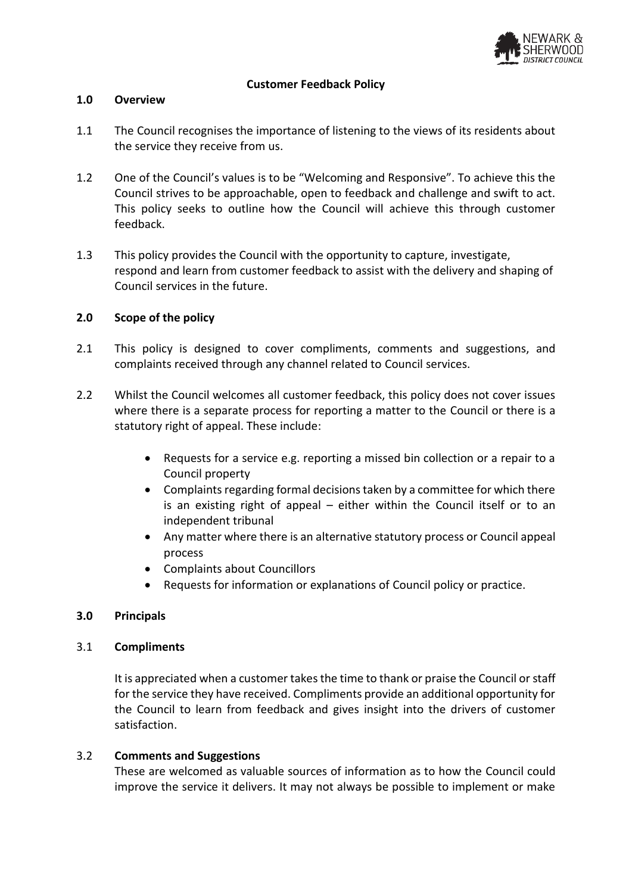**Customer Feedback Policy**

## 1.0 Overview

1.1 The Council recognises the importance of listening to the views of its residents about the service they receive from us.

1.2 One of the Council's values is to be "Welcoming and Responsive". To achieve this the Council strives to be approachable, open to feedback and challenge and swift to act. This policy seeks to outline how the Council will achieve this through customer feedback.

1.3 This policy provides the Council with the opportunity to capture, investigate, respond and learn from customer feedback to assist with the delivery and shaping of Council services in the future.

## 2.0 Scope of the policy

2.1 This policy is designed to cover compliments, comments and suggestions, and complaints received through any channel related to Council services.

2.2 Whilst the Council welcomes all customer feedback, this policy does not cover issues where there is a separate process for reporting a matter to the Council or there is a statutory right of appeal. These include:

- Requests for a service e.g. reporting a missed bin collection or a repair to a Council property
- Complaints regarding formal decisions taken by a committee for which there is an existing right of appeal – either within the Council itself or to an independent tribunal
- Any matter where there is an alternative statutory process or Council appeal process
- Complaints about Councillors
- Requests for information or explanations of Council policy or practice.

## 3.0 Principals

### 3.1 Compliments

It is appreciated when a customer takes the time to thank or praise the Council or staff for the service they have received. Compliments provide an additional opportunity for the Council to learn from feedback and gives insight into the drivers of customer satisfaction.

### 3.2 Comments and Suggestions

These are welcomed as valuable sources of information as to how the Council could improve the service it delivers. It may not always be possible to implement or make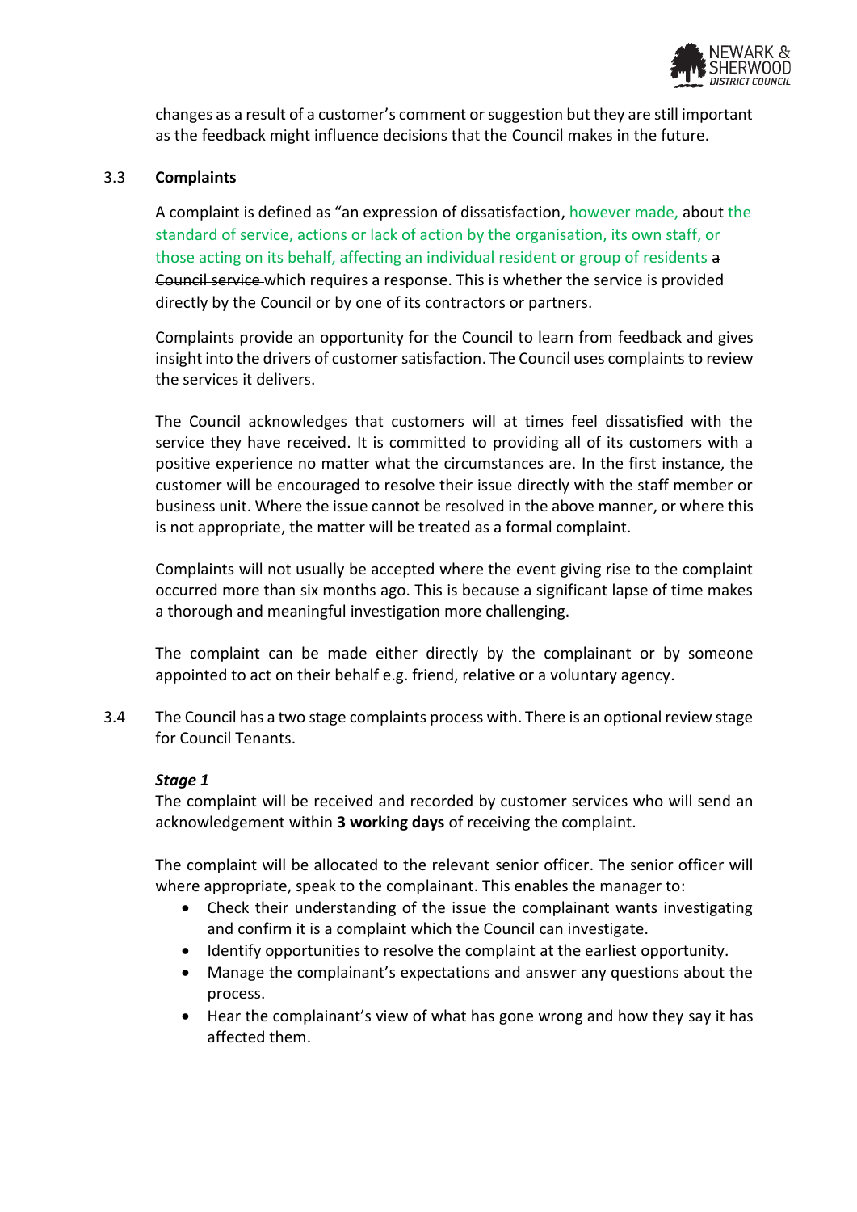changes as a result of a customer's comment or suggestion but they are still important as the feedback might influence decisions that the Council makes in the future.

### 3.3 Complaints

A complaint is defined as "an expression of dissatisfaction, however made, about the standard of service, actions or lack of action by the organisation, its own staff, or those acting on its behalf, affecting an individual resident or group of residents ~~a Council service~~ which requires a response. This is whether the service is provided directly by the Council or by one of its contractors or partners.

Complaints provide an opportunity for the Council to learn from feedback and gives insight into the drivers of customer satisfaction. The Council uses complaints to review the services it delivers.

The Council acknowledges that customers will at times feel dissatisfied with the service they have received. It is committed to providing all of its customers with a positive experience no matter what the circumstances are. In the first instance, the customer will be encouraged to resolve their issue directly with the staff member or business unit. Where the issue cannot be resolved in the above manner, or where this is not appropriate, the matter will be treated as a formal complaint.

Complaints will not usually be accepted where the event giving rise to the complaint occurred more than six months ago. This is because a significant lapse of time makes a thorough and meaningful investigation more challenging.

The complaint can be made either directly by the complainant or by someone appointed to act on their behalf e.g. friend, relative or a voluntary agency.

3.4 The Council has a two stage complaints process with. There is an optional review stage for Council Tenants.

***Stage 1***

The complaint will be received and recorded by customer services who will send an acknowledgement within **3 working days** of receiving the complaint.

The complaint will be allocated to the relevant senior officer. The senior officer will where appropriate, speak to the complainant. This enables the manager to:

- Check their understanding of the issue the complainant wants investigating and confirm it is a complaint which the Council can investigate.
- Identify opportunities to resolve the complaint at the earliest opportunity.
- Manage the complainant's expectations and answer any questions about the process.
- Hear the complainant's view of what has gone wrong and how they say it has affected them.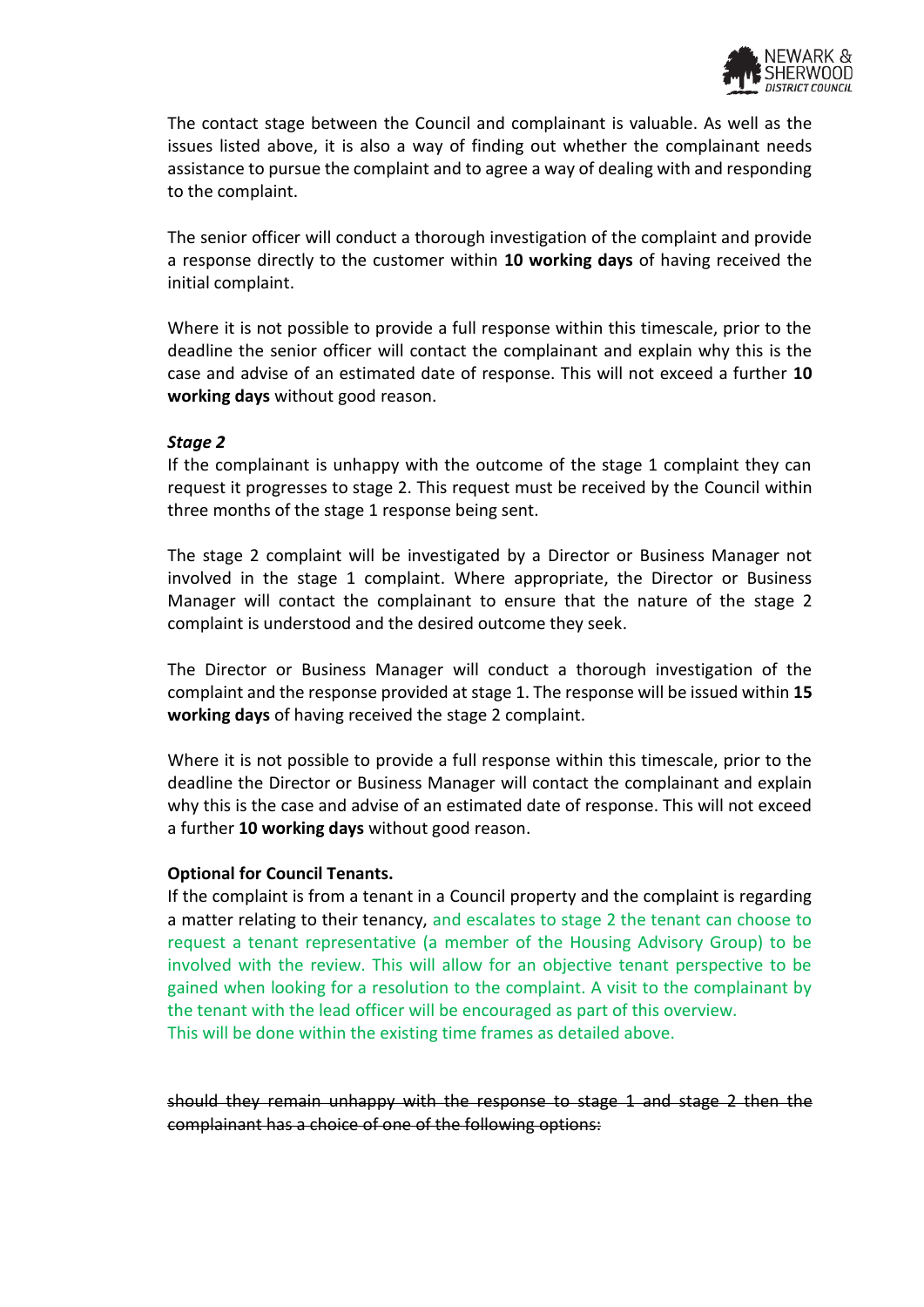The contact stage between the Council and complainant is valuable. As well as the issues listed above, it is also a way of finding out whether the complainant needs assistance to pursue the complaint and to agree a way of dealing with and responding to the complaint.

The senior officer will conduct a thorough investigation of the complaint and provide a response directly to the customer within **10 working days** of having received the initial complaint.

Where it is not possible to provide a full response within this timescale, prior to the deadline the senior officer will contact the complainant and explain why this is the case and advise of an estimated date of response. This will not exceed a further **10 working days** without good reason.

***Stage 2***

If the complainant is unhappy with the outcome of the stage 1 complaint they can request it progresses to stage 2. This request must be received by the Council within three months of the stage 1 response being sent.

The stage 2 complaint will be investigated by a Director or Business Manager not involved in the stage 1 complaint. Where appropriate, the Director or Business Manager will contact the complainant to ensure that the nature of the stage 2 complaint is understood and the desired outcome they seek.

The Director or Business Manager will conduct a thorough investigation of the complaint and the response provided at stage 1. The response will be issued within **15 working days** of having received the stage 2 complaint.

Where it is not possible to provide a full response within this timescale, prior to the deadline the Director or Business Manager will contact the complainant and explain why this is the case and advise of an estimated date of response. This will not exceed a further **10 working days** without good reason.

**Optional for Council Tenants.**

If the complaint is from a tenant in a Council property and the complaint is regarding a matter relating to their tenancy, and escalates to stage 2 the tenant can choose to request a tenant representative (a member of the Housing Advisory Group) to be involved with the review. This will allow for an objective tenant perspective to be gained when looking for a resolution to the complaint. A visit to the complainant by the tenant with the lead officer will be encouraged as part of this overview. This will be done within the existing time frames as detailed above.

~~should they remain unhappy with the response to stage 1 and stage 2 then the complainant has a choice of one of the following options:~~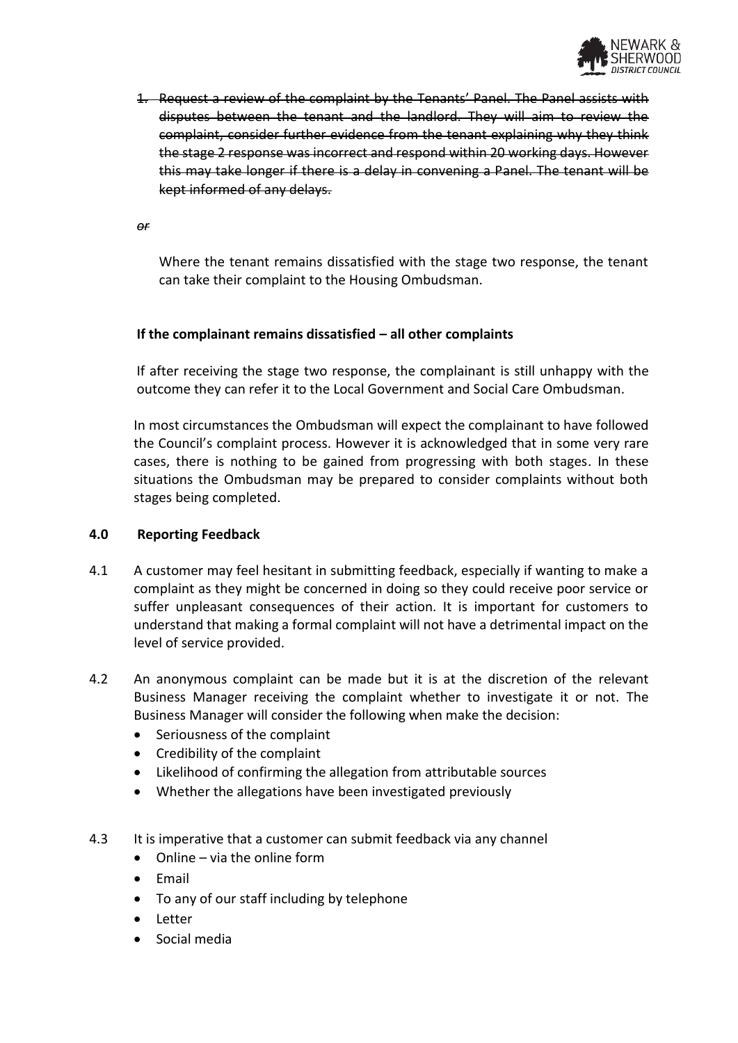1. ~~Request a review of the complaint by the Tenants' Panel. The Panel assists with disputes between the tenant and the landlord. They will aim to review the complaint, consider further evidence from the tenant explaining why they think the stage 2 response was incorrect and respond within 20 working days. However this may take longer if there is a delay in convening a Panel. The tenant will be kept informed of any delays.~~

~~*or*~~

Where the tenant remains dissatisfied with the stage two response, the tenant can take their complaint to the Housing Ombudsman.

**If the complainant remains dissatisfied – all other complaints**

If after receiving the stage two response, the complainant is still unhappy with the outcome they can refer it to the Local Government and Social Care Ombudsman.

In most circumstances the Ombudsman will expect the complainant to have followed the Council's complaint process. However it is acknowledged that in some very rare cases, there is nothing to be gained from progressing with both stages. In these situations the Ombudsman may be prepared to consider complaints without both stages being completed.

## 4.0 Reporting Feedback

4.1 A customer may feel hesitant in submitting feedback, especially if wanting to make a complaint as they might be concerned in doing so they could receive poor service or suffer unpleasant consequences of their action. It is important for customers to understand that making a formal complaint will not have a detrimental impact on the level of service provided.

4.2 An anonymous complaint can be made but it is at the discretion of the relevant Business Manager receiving the complaint whether to investigate it or not. The Business Manager will consider the following when make the decision:

- Seriousness of the complaint
- Credibility of the complaint
- Likelihood of confirming the allegation from attributable sources
- Whether the allegations have been investigated previously

4.3 It is imperative that a customer can submit feedback via any channel

- Online – via the online form
- Email
- To any of our staff including by telephone
- Letter
- Social media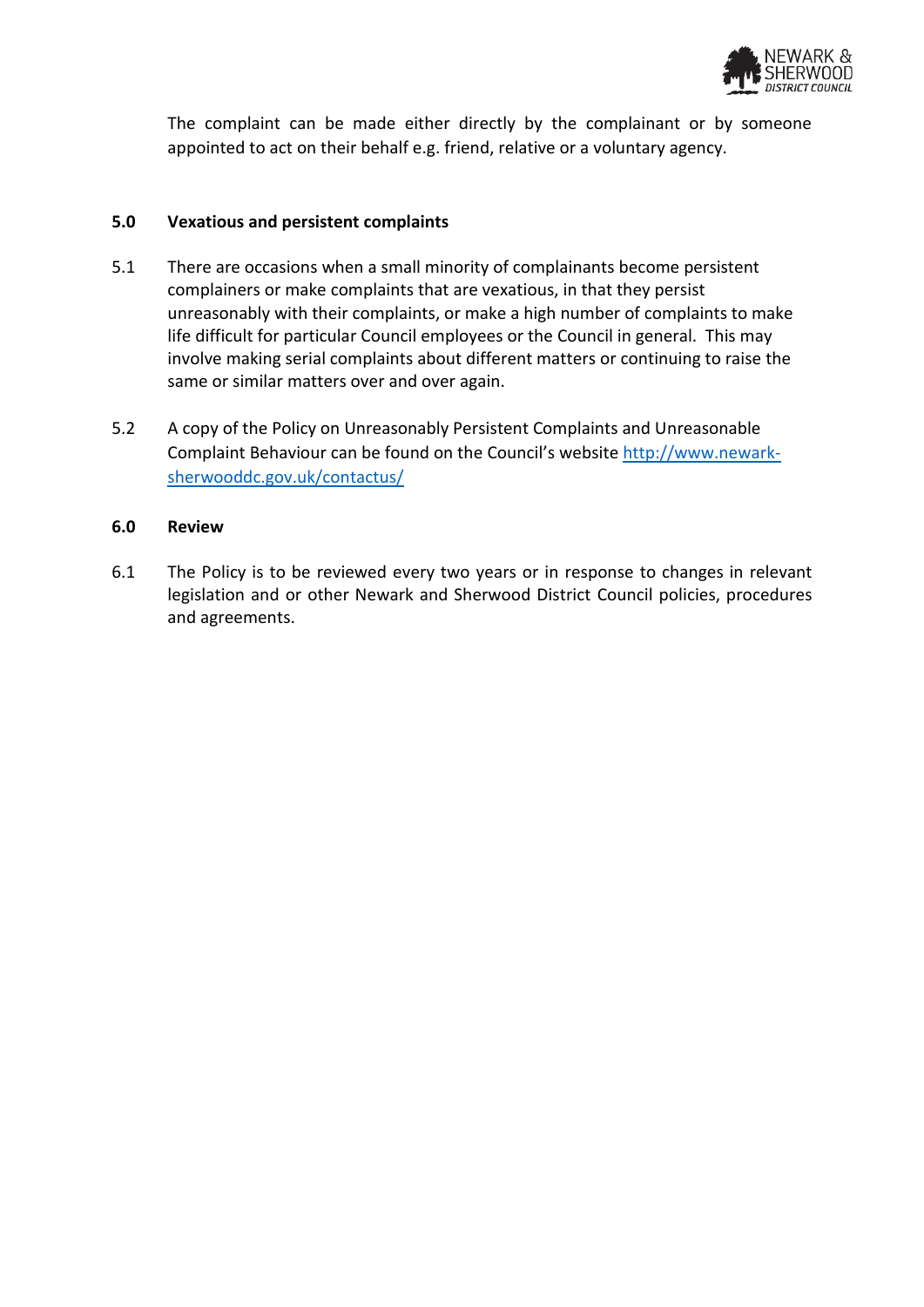The complaint can be made either directly by the complainant or by someone appointed to act on their behalf e.g. friend, relative or a voluntary agency.

## 5.0 Vexatious and persistent complaints

5.1 There are occasions when a small minority of complainants become persistent complainers or make complaints that are vexatious, in that they persist unreasonably with their complaints, or make a high number of complaints to make life difficult for particular Council employees or the Council in general. This may involve making serial complaints about different matters or continuing to raise the same or similar matters over and over again.

5.2 A copy of the Policy on Unreasonably Persistent Complaints and Unreasonable Complaint Behaviour can be found on the Council's website http://www.newark-sherwooddc.gov.uk/contactus/

## 6.0 Review

6.1 The Policy is to be reviewed every two years or in response to changes in relevant legislation and or other Newark and Sherwood District Council policies, procedures and agreements.